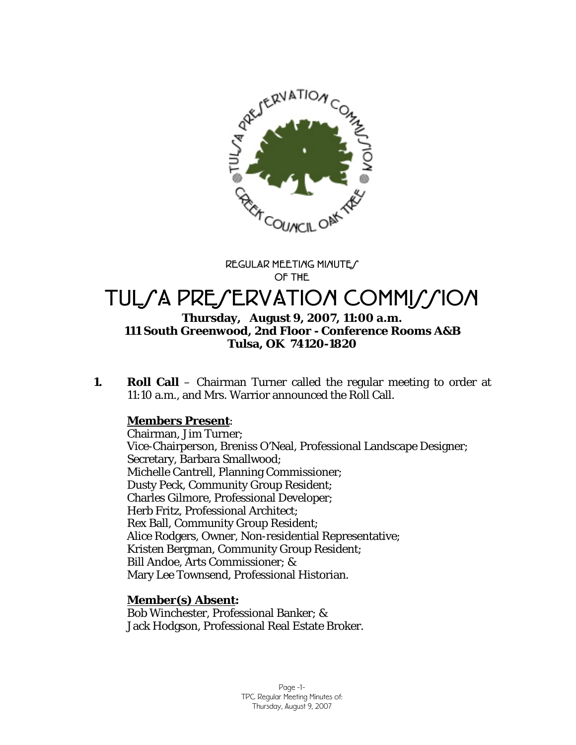REGULAR MEETING MINUTES
OF THE

# TULSA PRESERVATION COMMISSION

**Thursday, August 9, 2007, 11:00 a.m.**
**111 South Greenwood, 2nd Floor - Conference Rooms A&B**
**Tulsa, OK 74120-1820**

**1. Roll Call** – Chairman Turner called the regular meeting to order at 11:10 a.m., and Mrs. Warrior announced the Roll Call.

**Members Present:**
Chairman, Jim Turner;
Vice-Chairperson, Breniss O'Neal, Professional Landscape Designer;
Secretary, Barbara Smallwood;
Michelle Cantrell, Planning Commissioner;
Dusty Peck, Community Group Resident;
Charles Gilmore, Professional Developer;
Herb Fritz, Professional Architect;
Rex Ball, Community Group Resident;
Alice Rodgers, Owner, Non-residential Representative;
Kristen Bergman, Community Group Resident;
Bill Andoe, Arts Commissioner; &
Mary Lee Townsend, Professional Historian.

**Member(s) Absent:**
Bob Winchester, Professional Banker; &
Jack Hodgson, Professional Real Estate Broker.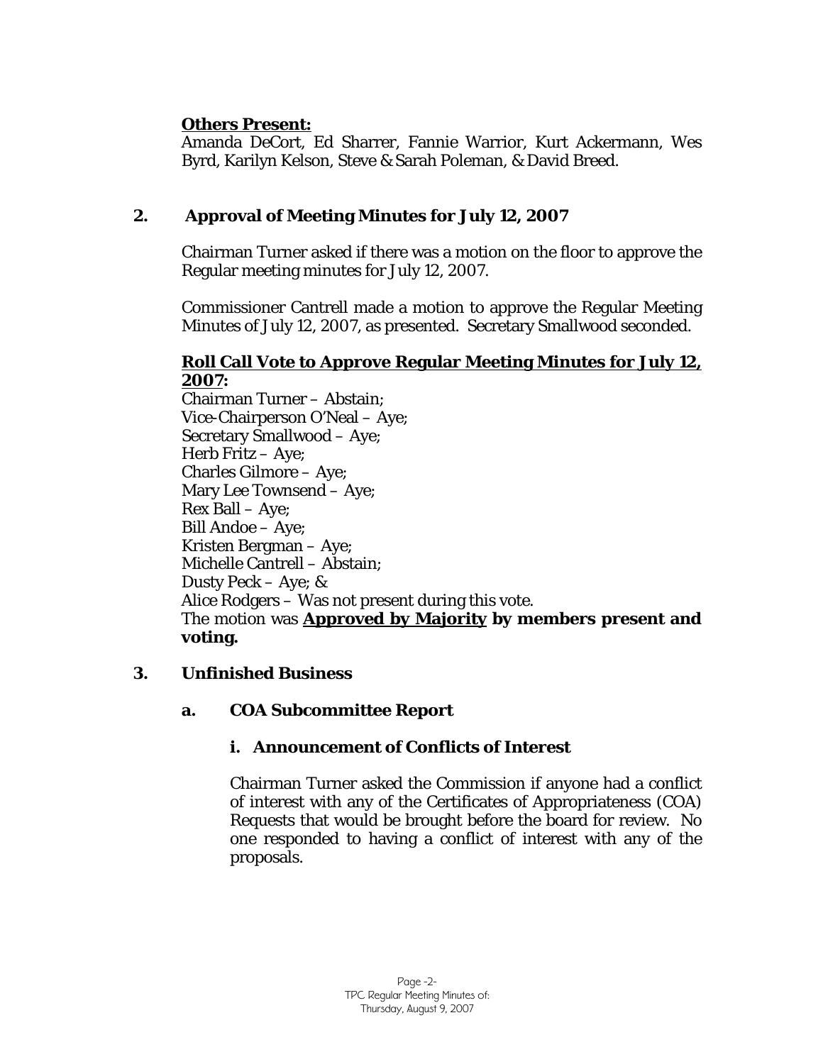**Others Present:**
Amanda DeCort, Ed Sharrer, Fannie Warrior, Kurt Ackermann, Wes Byrd, Karilyn Kelson, Steve & Sarah Poleman, & David Breed.

## 2. Approval of Meeting Minutes for July 12, 2007

Chairman Turner asked if there was a motion on the floor to approve the Regular meeting minutes for July 12, 2007.

Commissioner Cantrell made a motion to approve the Regular Meeting Minutes of July 12, 2007, as presented. Secretary Smallwood seconded.

**Roll Call Vote to Approve Regular Meeting Minutes for July 12, 2007:**
Chairman Turner – Abstain;
Vice-Chairperson O'Neal – Aye;
Secretary Smallwood – Aye;
Herb Fritz – Aye;
Charles Gilmore – Aye;
Mary Lee Townsend – Aye;
Rex Ball – Aye;
Bill Andoe – Aye;
Kristen Bergman – Aye;
Michelle Cantrell – Abstain;
Dusty Peck – Aye; &
Alice Rodgers – Was not present during this vote.
The motion was **Approved by Majority by members present and voting.**

## 3. Unfinished Business

### a. COA Subcommittee Report

#### i. Announcement of Conflicts of Interest

Chairman Turner asked the Commission if anyone had a conflict of interest with any of the Certificates of Appropriateness (COA) Requests that would be brought before the board for review. No one responded to having a conflict of interest with any of the proposals.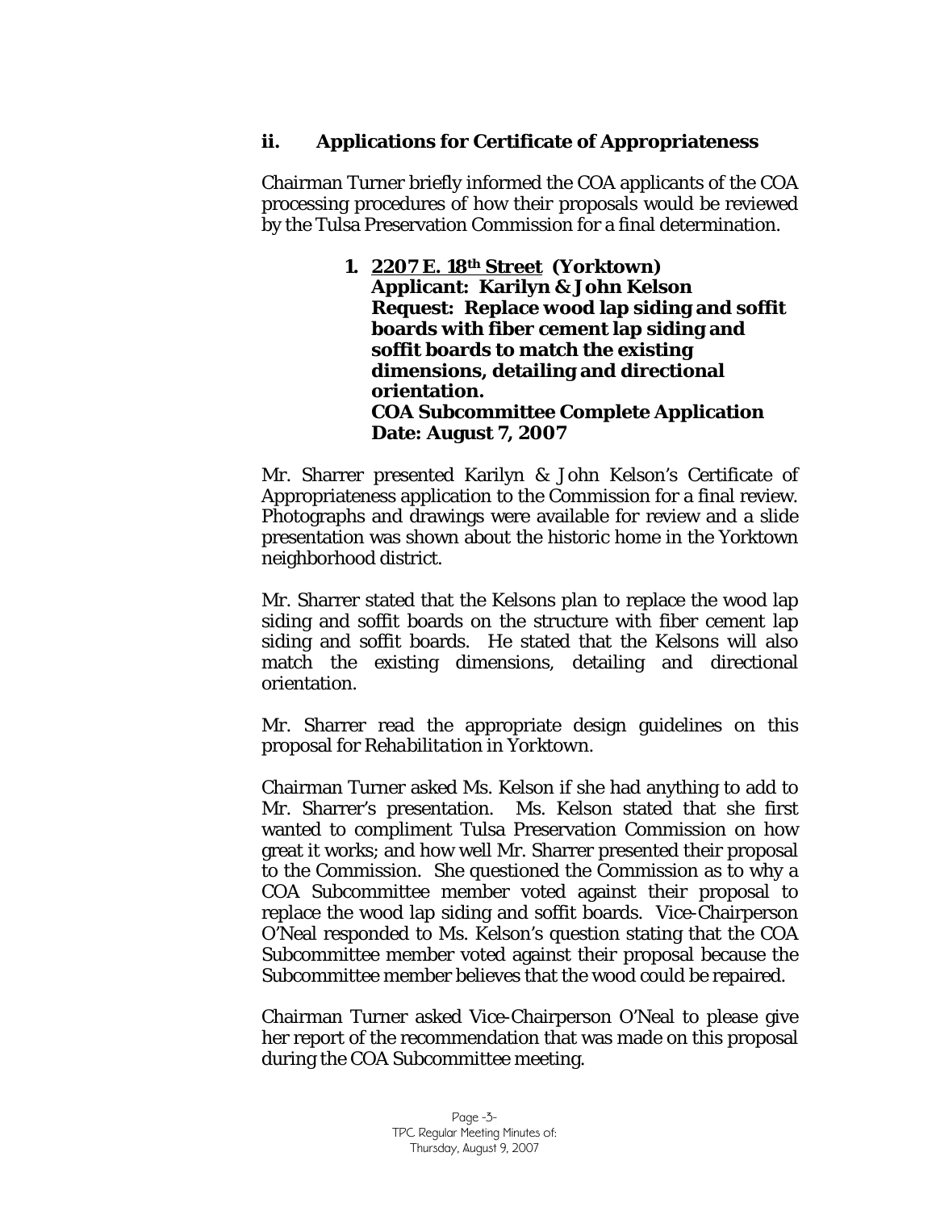### ii. Applications for Certificate of Appropriateness

Chairman Turner briefly informed the COA applicants of the COA processing procedures of how their proposals would be reviewed by the Tulsa Preservation Commission for a final determination.

1. **2207 E. 18th Street (Yorktown)**
   **Applicant: Karilyn & John Kelson**
   **Request: Replace wood lap siding and soffit boards with fiber cement lap siding and soffit boards to match the existing dimensions, detailing and directional orientation.**
   **COA Subcommittee Complete Application Date: August 7, 2007**

Mr. Sharrer presented Karilyn & John Kelson's Certificate of Appropriateness application to the Commission for a final review. Photographs and drawings were available for review and a slide presentation was shown about the historic home in the Yorktown neighborhood district.

Mr. Sharrer stated that the Kelsons plan to replace the wood lap siding and soffit boards on the structure with fiber cement lap siding and soffit boards. He stated that the Kelsons will also match the existing dimensions, detailing and directional orientation.

Mr. Sharrer read the appropriate design guidelines on this proposal for *Rehabilitation in Yorktown*.

Chairman Turner asked Ms. Kelson if she had anything to add to Mr. Sharrer's presentation. Ms. Kelson stated that she first wanted to compliment Tulsa Preservation Commission on how great it works; and how well Mr. Sharrer presented their proposal to the Commission. She questioned the Commission as to why a COA Subcommittee member voted against their proposal to replace the wood lap siding and soffit boards. Vice-Chairperson O'Neal responded to Ms. Kelson's question stating that the COA Subcommittee member voted against their proposal because the Subcommittee member believes that the wood could be repaired.

Chairman Turner asked Vice-Chairperson O'Neal to please give her report of the recommendation that was made on this proposal during the COA Subcommittee meeting.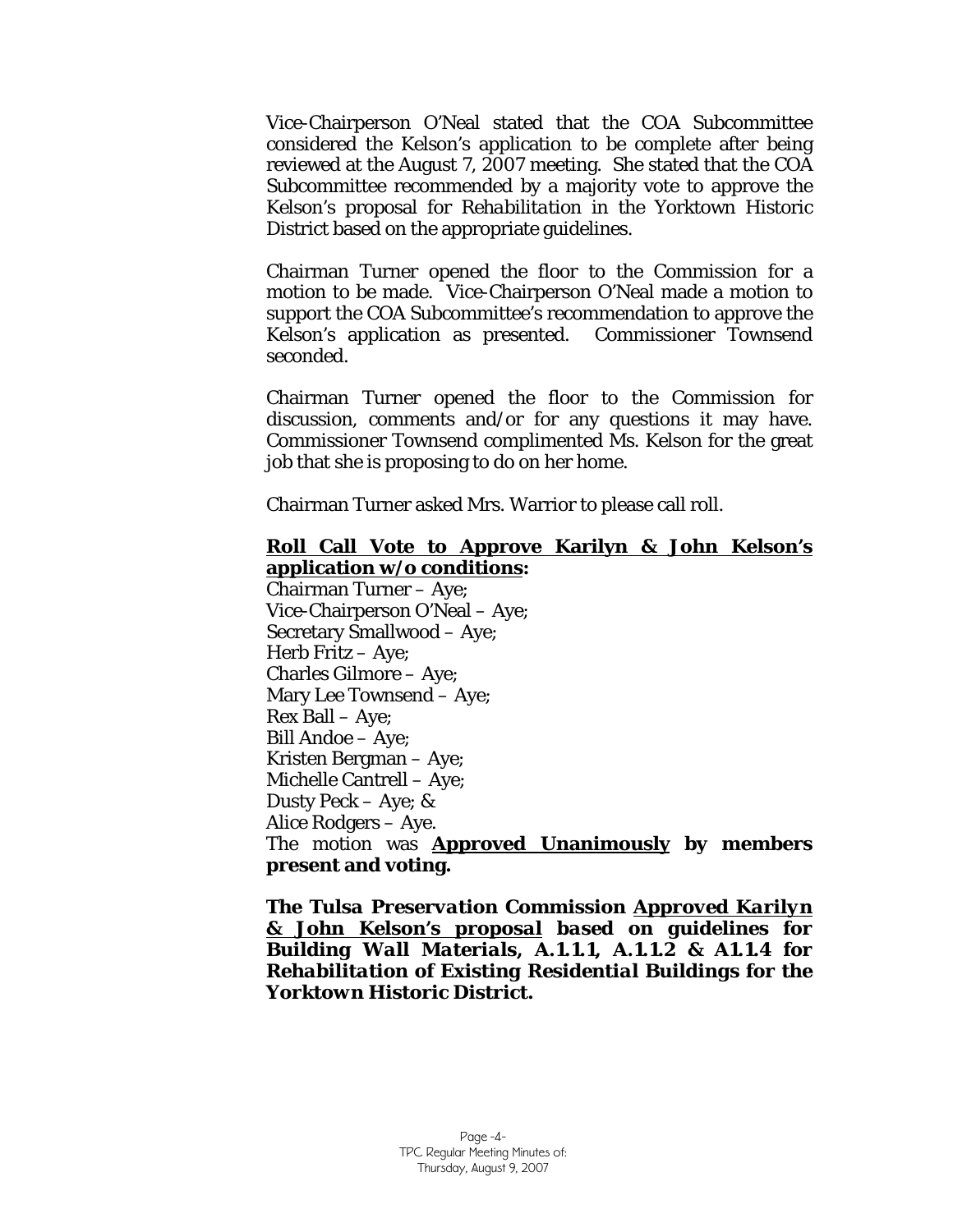Vice-Chairperson O'Neal stated that the COA Subcommittee considered the Kelson's application to be complete after being reviewed at the August 7, 2007 meeting. She stated that the COA Subcommittee recommended by a majority vote to approve the Kelson's proposal for *Rehabilitation* in the Yorktown Historic District based on the appropriate guidelines.

Chairman Turner opened the floor to the Commission for a motion to be made. Vice-Chairperson O'Neal made a motion to support the COA Subcommittee's recommendation to approve the Kelson's application as presented. Commissioner Townsend seconded.

Chairman Turner opened the floor to the Commission for discussion, comments and/or for any questions it may have. Commissioner Townsend complimented Ms. Kelson for the great job that she is proposing to do on her home.

Chairman Turner asked Mrs. Warrior to please call roll.

**<u>Roll Call Vote to Approve Karilyn & John Kelson's application w/o conditions</u>:**
Chairman Turner – Aye;
Vice-Chairperson O'Neal – Aye;
Secretary Smallwood – Aye;
Herb Fritz – Aye;
Charles Gilmore – Aye;
Mary Lee Townsend – Aye;
Rex Ball – Aye;
Bill Andoe – Aye;
Kristen Bergman – Aye;
Michelle Cantrell – Aye;
Dusty Peck – Aye; &
Alice Rodgers – Aye.
The motion was **<u>Approved Unanimously</u> by members present and voting.**

***The Tulsa Preservation Commission <u>Approved Karilyn & John Kelson's proposal</u> based on guidelines for Building Wall Materials, A.1.1.1, A.1.1.2 & A1.1.4 for Rehabilitation of Existing Residential Buildings for the Yorktown Historic District.***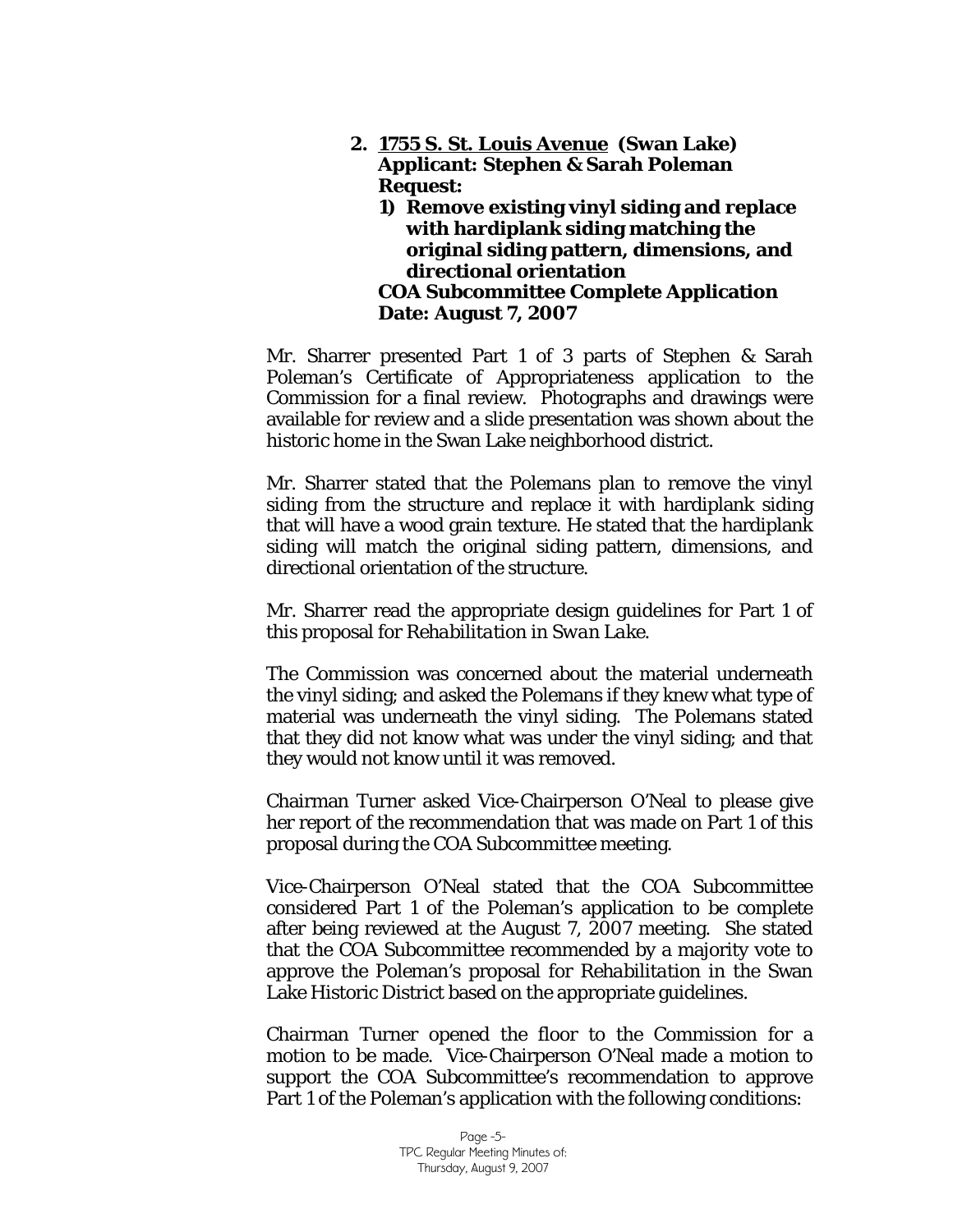2. **<u>1755 S. St. Louis Avenue</u> (Swan Lake)**
   **Applicant: Stephen & Sarah Poleman**
   **Request:**
   1) **Remove existing vinyl siding and replace with hardiplank siding matching the original siding pattern, dimensions, and directional orientation**

   **COA Subcommittee Complete Application Date: August 7, 2007**

Mr. Sharrer presented Part 1 of 3 parts of Stephen & Sarah Poleman's Certificate of Appropriateness application to the Commission for a final review. Photographs and drawings were available for review and a slide presentation was shown about the historic home in the Swan Lake neighborhood district.

Mr. Sharrer stated that the Polemans plan to remove the vinyl siding from the structure and replace it with hardiplank siding that will have a wood grain texture. He stated that the hardiplank siding will match the original siding pattern, dimensions, and directional orientation of the structure.

Mr. Sharrer read the appropriate design guidelines for Part 1 of this proposal for *Rehabilitation in Swan Lake*.

The Commission was concerned about the material underneath the vinyl siding; and asked the Polemans if they knew what type of material was underneath the vinyl siding. The Polemans stated that they did not know what was under the vinyl siding; and that they would not know until it was removed.

Chairman Turner asked Vice-Chairperson O'Neal to please give her report of the recommendation that was made on Part 1 of this proposal during the COA Subcommittee meeting.

Vice-Chairperson O'Neal stated that the COA Subcommittee considered Part 1 of the Poleman's application to be complete after being reviewed at the August 7, 2007 meeting. She stated that the COA Subcommittee recommended by a majority vote to approve the Poleman's proposal for *Rehabilitation* in the Swan Lake Historic District based on the appropriate guidelines.

Chairman Turner opened the floor to the Commission for a motion to be made. Vice-Chairperson O'Neal made a motion to support the COA Subcommittee's recommendation to approve Part 1 of the Poleman's application with the following conditions: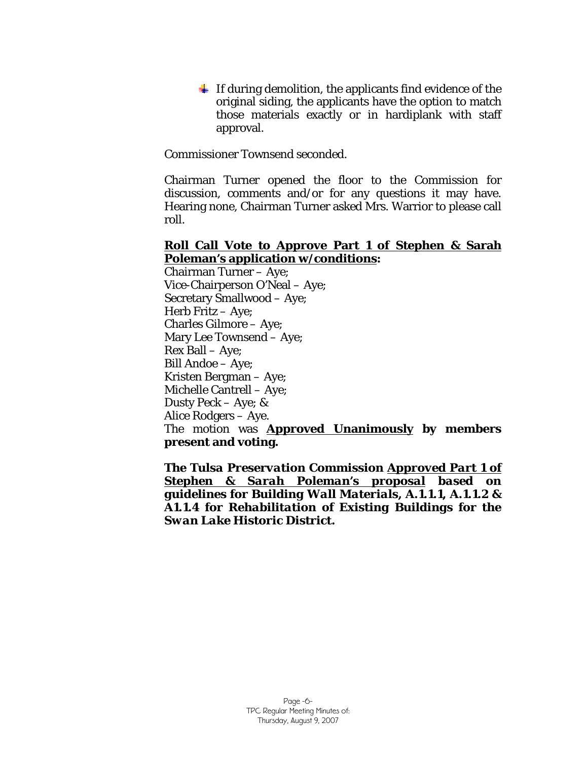- If during demolition, the applicants find evidence of the original siding, the applicants have the option to match those materials exactly or in hardiplank with staff approval.

Commissioner Townsend seconded.

Chairman Turner opened the floor to the Commission for discussion, comments and/or for any questions it may have. Hearing none, Chairman Turner asked Mrs. Warrior to please call roll.

**Roll Call Vote to Approve Part 1 of Stephen & Sarah Poleman's application w/conditions:**

Chairman Turner – Aye;
Vice-Chairperson O'Neal – Aye;
Secretary Smallwood – Aye;
Herb Fritz – Aye;
Charles Gilmore – Aye;
Mary Lee Townsend – Aye;
Rex Ball – Aye;
Bill Andoe – Aye;
Kristen Bergman – Aye;
Michelle Cantrell – Aye;
Dusty Peck – Aye; &
Alice Rodgers – Aye.
The motion was **Approved Unanimously by members present and voting.**

***The Tulsa Preservation Commission Approved Part 1 of Stephen & Sarah Poleman's proposal based on guidelines for Building Wall Materials, A.1.1.1, A.1.1.2 & A1.1.4 for Rehabilitation of Existing Buildings for the Swan Lake Historic District.***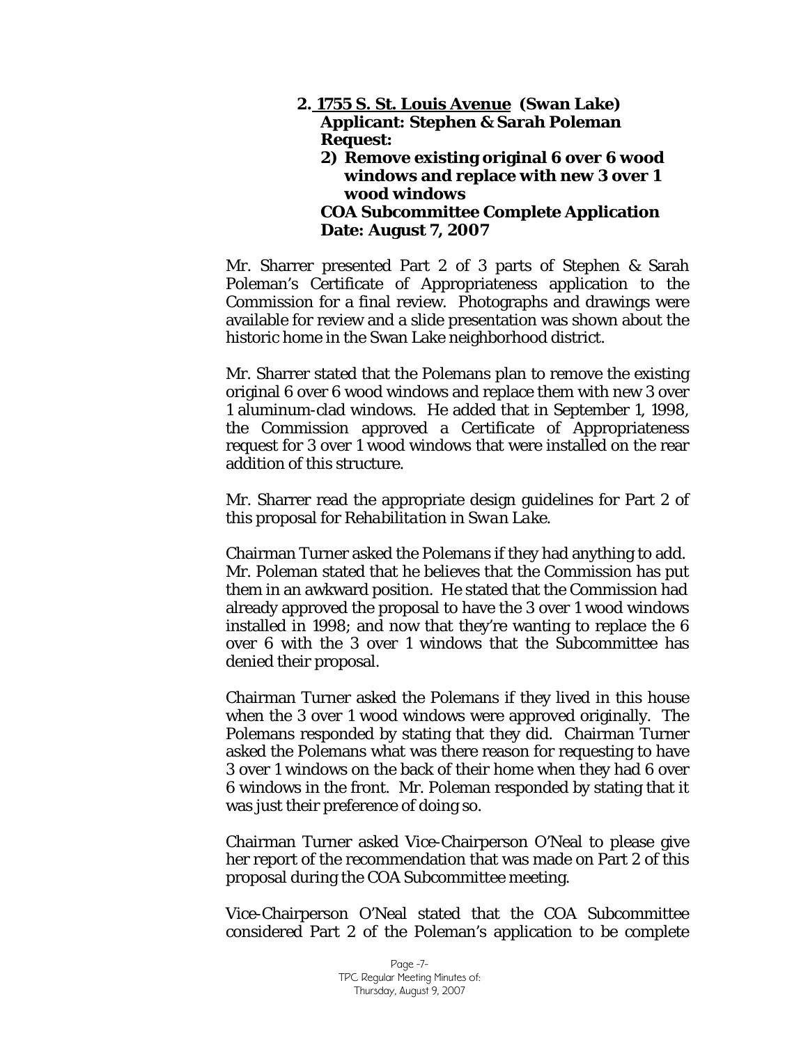**2. <u>1755 S. St. Louis Avenue</u> (Swan Lake)**
**Applicant: Stephen & Sarah Poleman**
**Request:**
**2) Remove existing original 6 over 6 wood windows and replace with new 3 over 1 wood windows**
**COA Subcommittee Complete Application Date: August 7, 2007**

Mr. Sharrer presented Part 2 of 3 parts of Stephen & Sarah Poleman's Certificate of Appropriateness application to the Commission for a final review. Photographs and drawings were available for review and a slide presentation was shown about the historic home in the Swan Lake neighborhood district.

Mr. Sharrer stated that the Polemans plan to remove the existing original 6 over 6 wood windows and replace them with new 3 over 1 aluminum-clad windows. He added that in September 1, 1998, the Commission approved a Certificate of Appropriateness request for 3 over 1 wood windows that were installed on the rear addition of this structure.

Mr. Sharrer read the appropriate design guidelines for Part 2 of this proposal for *Rehabilitation in Swan Lake*.

Chairman Turner asked the Polemans if they had anything to add. Mr. Poleman stated that he believes that the Commission has put them in an awkward position. He stated that the Commission had already approved the proposal to have the 3 over 1 wood windows installed in 1998; and now that they're wanting to replace the 6 over 6 with the 3 over 1 windows that the Subcommittee has denied their proposal.

Chairman Turner asked the Polemans if they lived in this house when the 3 over 1 wood windows were approved originally. The Polemans responded by stating that they did. Chairman Turner asked the Polemans what was there reason for requesting to have 3 over 1 windows on the back of their home when they had 6 over 6 windows in the front. Mr. Poleman responded by stating that it was just their preference of doing so.

Chairman Turner asked Vice-Chairperson O'Neal to please give her report of the recommendation that was made on Part 2 of this proposal during the COA Subcommittee meeting.

Vice-Chairperson O'Neal stated that the COA Subcommittee considered Part 2 of the Poleman's application to be complete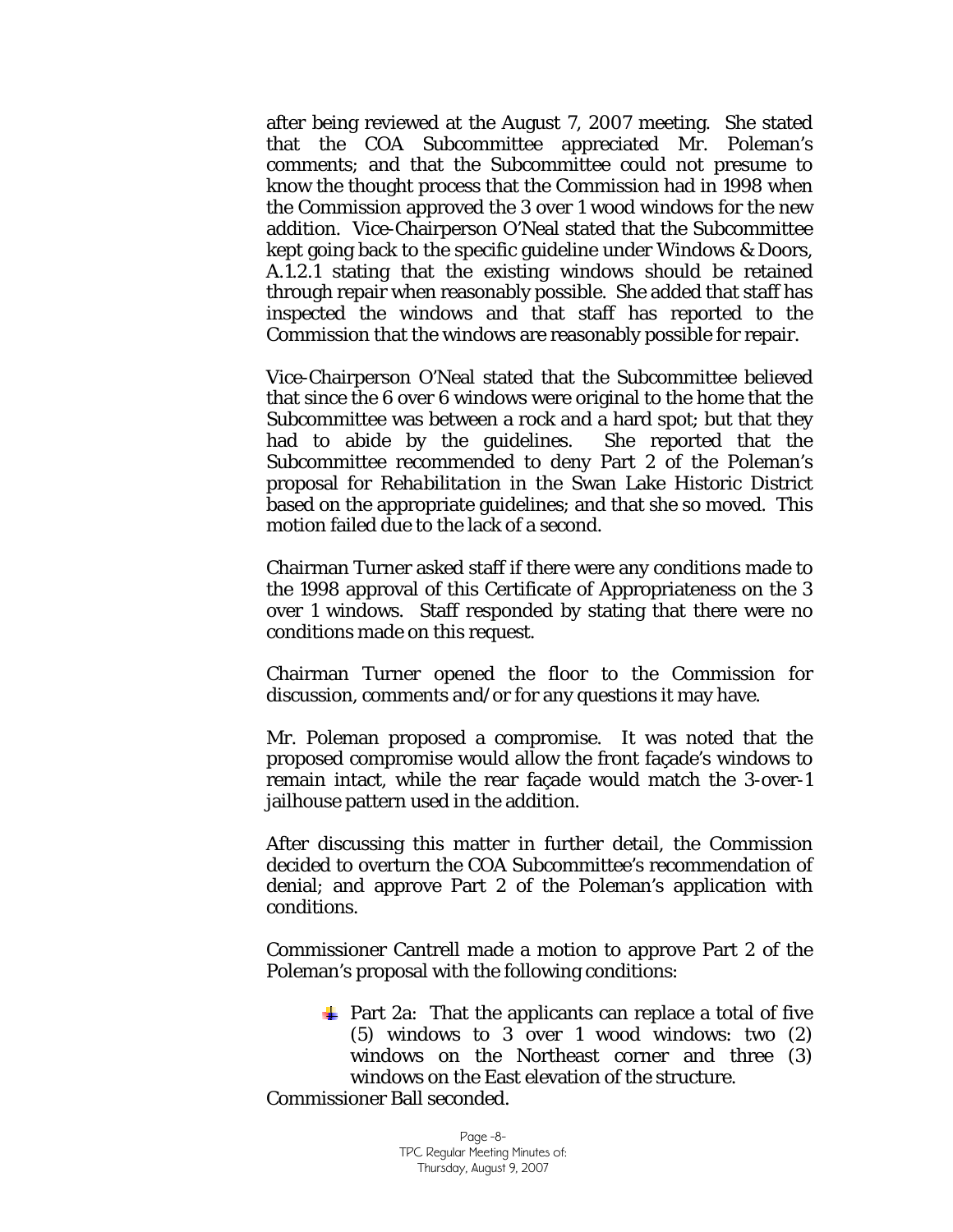after being reviewed at the August 7, 2007 meeting. She stated that the COA Subcommittee appreciated Mr. Poleman's comments; and that the Subcommittee could not presume to know the thought process that the Commission had in 1998 when the Commission approved the 3 over 1 wood windows for the new addition. Vice-Chairperson O'Neal stated that the Subcommittee kept going back to the specific guideline under Windows & Doors, A.1.2.1 stating that the existing windows should be retained through repair when reasonably possible. She added that staff has inspected the windows and that staff has reported to the Commission that the windows are reasonably possible for repair.

Vice-Chairperson O'Neal stated that the Subcommittee believed that since the 6 over 6 windows were original to the home that the Subcommittee was between a rock and a hard spot; but that they had to abide by the guidelines. She reported that the Subcommittee recommended to deny Part 2 of the Poleman's proposal for *Rehabilitation* in the Swan Lake Historic District based on the appropriate guidelines; and that she so moved. This motion failed due to the lack of a second.

Chairman Turner asked staff if there were any conditions made to the 1998 approval of this Certificate of Appropriateness on the 3 over 1 windows. Staff responded by stating that there were no conditions made on this request.

Chairman Turner opened the floor to the Commission for discussion, comments and/or for any questions it may have.

Mr. Poleman proposed a compromise. It was noted that the proposed compromise would allow the front façade's windows to remain intact, while the rear façade would match the 3-over-1 jailhouse pattern used in the addition.

After discussing this matter in further detail, the Commission decided to overturn the COA Subcommittee's recommendation of denial; and approve Part 2 of the Poleman's application with conditions.

Commissioner Cantrell made a motion to approve Part 2 of the Poleman's proposal with the following conditions:

- Part 2a: That the applicants can replace a total of five (5) windows to 3 over 1 wood windows: two (2) windows on the Northeast corner and three (3) windows on the East elevation of the structure.

Commissioner Ball seconded.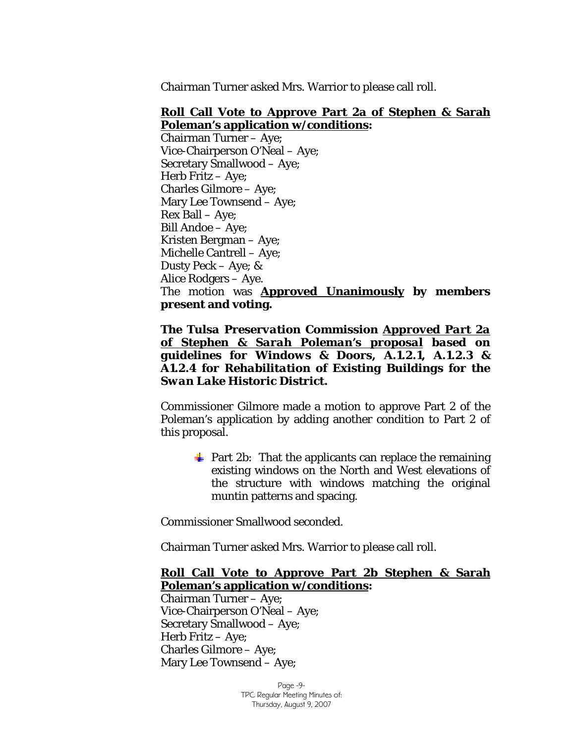Chairman Turner asked Mrs. Warrior to please call roll.

**<u>Roll Call Vote to Approve Part 2a of Stephen & Sarah Poleman's application w/conditions</u>:**
Chairman Turner – Aye;
Vice-Chairperson O'Neal – Aye;
Secretary Smallwood – Aye;
Herb Fritz – Aye;
Charles Gilmore – Aye;
Mary Lee Townsend – Aye;
Rex Ball – Aye;
Bill Andoe – Aye;
Kristen Bergman – Aye;
Michelle Cantrell – Aye;
Dusty Peck – Aye; &
Alice Rodgers – Aye.
The motion was **<u>Approved Unanimously</u> by members present and voting.**

***The Tulsa Preservation Commission <u>Approved Part 2a of Stephen & Sarah Poleman's proposal</u> based on guidelines for Windows & Doors, A.1.2.1, A.1.2.3 & A1.2.4 for Rehabilitation of Existing Buildings for the Swan Lake Historic District.***

Commissioner Gilmore made a motion to approve Part 2 of the Poleman's application by adding another condition to Part 2 of this proposal.

- Part 2b: That the applicants can replace the remaining existing windows on the North and West elevations of the structure with windows matching the original muntin patterns and spacing.

Commissioner Smallwood seconded.

Chairman Turner asked Mrs. Warrior to please call roll.

**<u>Roll Call Vote to Approve Part 2b Stephen & Sarah Poleman's application w/conditions</u>:**
Chairman Turner – Aye;
Vice-Chairperson O'Neal – Aye;
Secretary Smallwood – Aye;
Herb Fritz – Aye;
Charles Gilmore – Aye;
Mary Lee Townsend – Aye;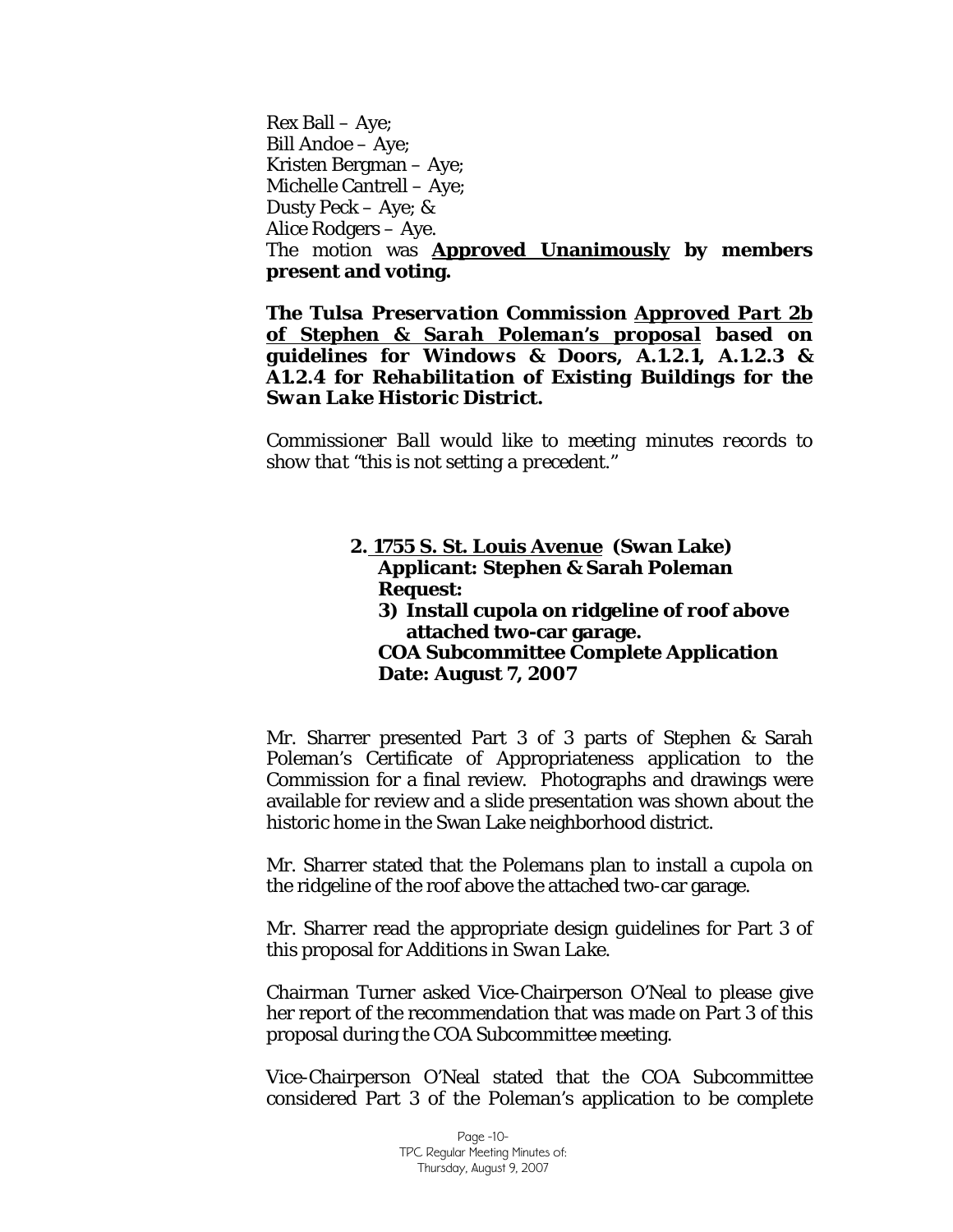Rex Ball – Aye;
Bill Andoe – Aye;
Kristen Bergman – Aye;
Michelle Cantrell – Aye;
Dusty Peck – Aye; &
Alice Rodgers – Aye.
The motion was **Approved Unanimously by members present and voting.**

***The Tulsa Preservation Commission Approved Part 2b of Stephen & Sarah Poleman's proposal based on guidelines for Windows & Doors, A.1.2.1, A.1.2.3 & A1.2.4 for Rehabilitation of Existing Buildings for the Swan Lake Historic District.***

*Commissioner Ball would like to meeting minutes records to show that "this is not setting a precedent."*

**2. 1755 S. St. Louis Avenue (Swan Lake)**
**Applicant: Stephen & Sarah Poleman**
**Request:**
**3) Install cupola on ridgeline of roof above attached two-car garage.**
**COA Subcommittee Complete Application Date: August 7, 2007**

Mr. Sharrer presented Part 3 of 3 parts of Stephen & Sarah Poleman's Certificate of Appropriateness application to the Commission for a final review. Photographs and drawings were available for review and a slide presentation was shown about the historic home in the Swan Lake neighborhood district.

Mr. Sharrer stated that the Polemans plan to install a cupola on the ridgeline of the roof above the attached two-car garage.

Mr. Sharrer read the appropriate design guidelines for Part 3 of this proposal for *Additions in Swan Lake*.

Chairman Turner asked Vice-Chairperson O'Neal to please give her report of the recommendation that was made on Part 3 of this proposal during the COA Subcommittee meeting.

Vice-Chairperson O'Neal stated that the COA Subcommittee considered Part 3 of the Poleman's application to be complete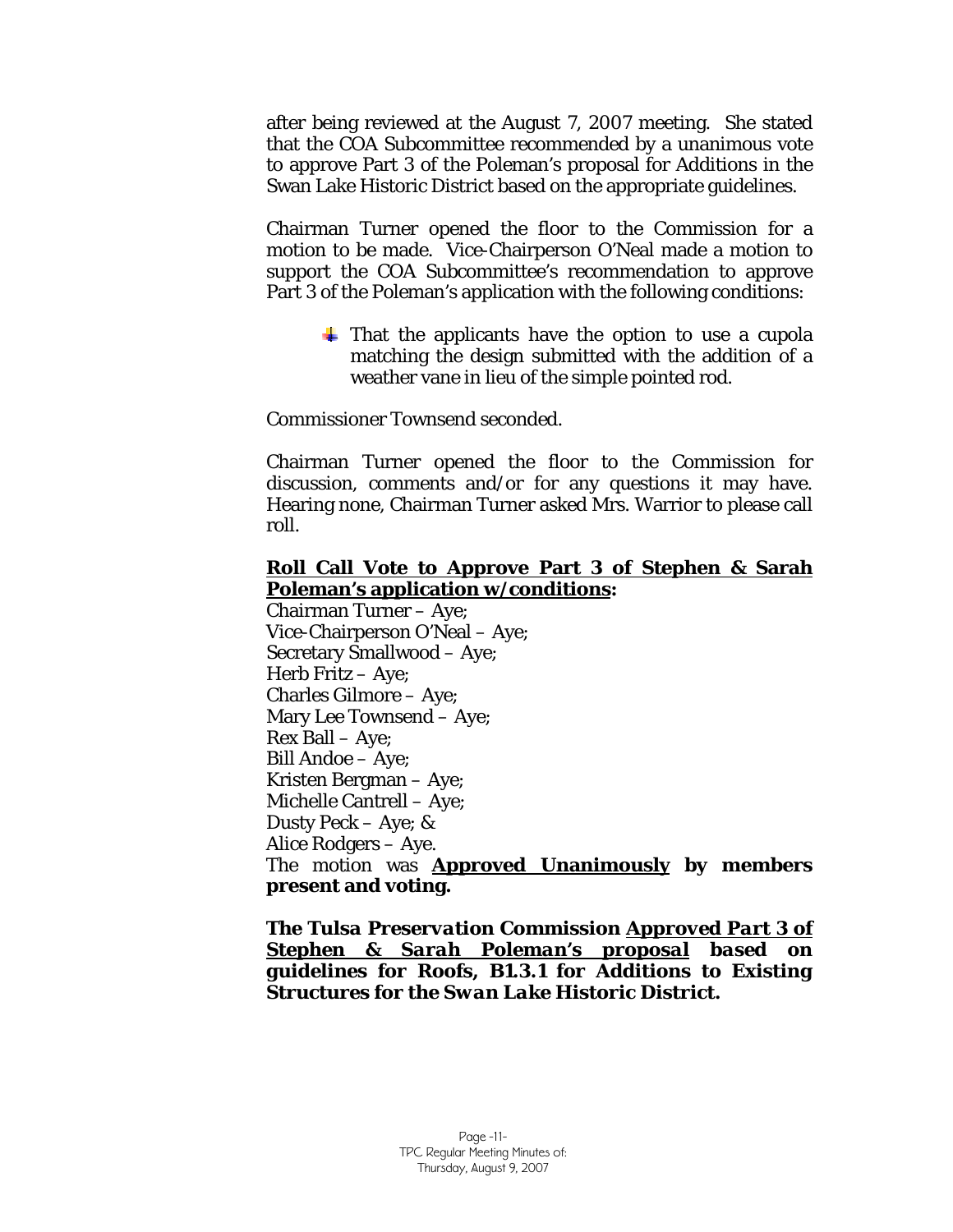after being reviewed at the August 7, 2007 meeting. She stated that the COA Subcommittee recommended by a unanimous vote to approve Part 3 of the Poleman's proposal for Additions in the Swan Lake Historic District based on the appropriate guidelines.

Chairman Turner opened the floor to the Commission for a motion to be made. Vice-Chairperson O'Neal made a motion to support the COA Subcommittee's recommendation to approve Part 3 of the Poleman's application with the following conditions:

- That the applicants have the option to use a cupola matching the design submitted with the addition of a weather vane in lieu of the simple pointed rod.

Commissioner Townsend seconded.

Chairman Turner opened the floor to the Commission for discussion, comments and/or for any questions it may have. Hearing none, Chairman Turner asked Mrs. Warrior to please call roll.

**<u>Roll Call Vote to Approve Part 3 of Stephen & Sarah Poleman's application w/conditions</u>:**

Chairman Turner – Aye;
Vice-Chairperson O'Neal – Aye;
Secretary Smallwood – Aye;
Herb Fritz – Aye;
Charles Gilmore – Aye;
Mary Lee Townsend – Aye;
Rex Ball – Aye;
Bill Andoe – Aye;
Kristen Bergman – Aye;
Michelle Cantrell – Aye;
Dusty Peck – Aye; &
Alice Rodgers – Aye.
The motion was **<u>Approved Unanimously</u> by members present and voting.**

***The Tulsa Preservation Commission <u>Approved Part 3 of Stephen & Sarah Poleman's proposal</u> based on guidelines for Roofs, B1.3.1 for Additions to Existing Structures for the Swan Lake Historic District.***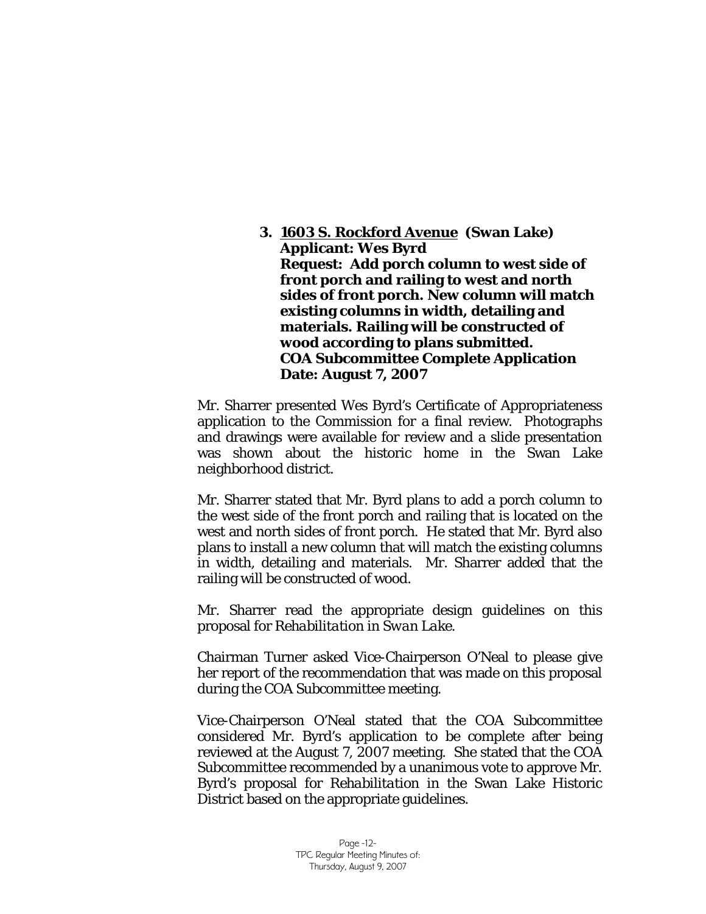**3. <u>1603 S. Rockford Avenue</u> (Swan Lake)**
**Applicant: Wes Byrd**
**Request: Add porch column to west side of front porch and railing to west and north sides of front porch. New column will match existing columns in width, detailing and materials. Railing will be constructed of wood according to plans submitted.**
**COA Subcommittee Complete Application Date: August 7, 2007**

Mr. Sharrer presented Wes Byrd's Certificate of Appropriateness application to the Commission for a final review. Photographs and drawings were available for review and a slide presentation was shown about the historic home in the Swan Lake neighborhood district.

Mr. Sharrer stated that Mr. Byrd plans to add a porch column to the west side of the front porch and railing that is located on the west and north sides of front porch. He stated that Mr. Byrd also plans to install a new column that will match the existing columns in width, detailing and materials. Mr. Sharrer added that the railing will be constructed of wood.

Mr. Sharrer read the appropriate design guidelines on this proposal for *Rehabilitation in Swan Lake*.

Chairman Turner asked Vice-Chairperson O'Neal to please give her report of the recommendation that was made on this proposal during the COA Subcommittee meeting.

Vice-Chairperson O'Neal stated that the COA Subcommittee considered Mr. Byrd's application to be complete after being reviewed at the August 7, 2007 meeting. She stated that the COA Subcommittee recommended by a unanimous vote to approve Mr. Byrd's proposal for *Rehabilitation* in the Swan Lake Historic District based on the appropriate guidelines.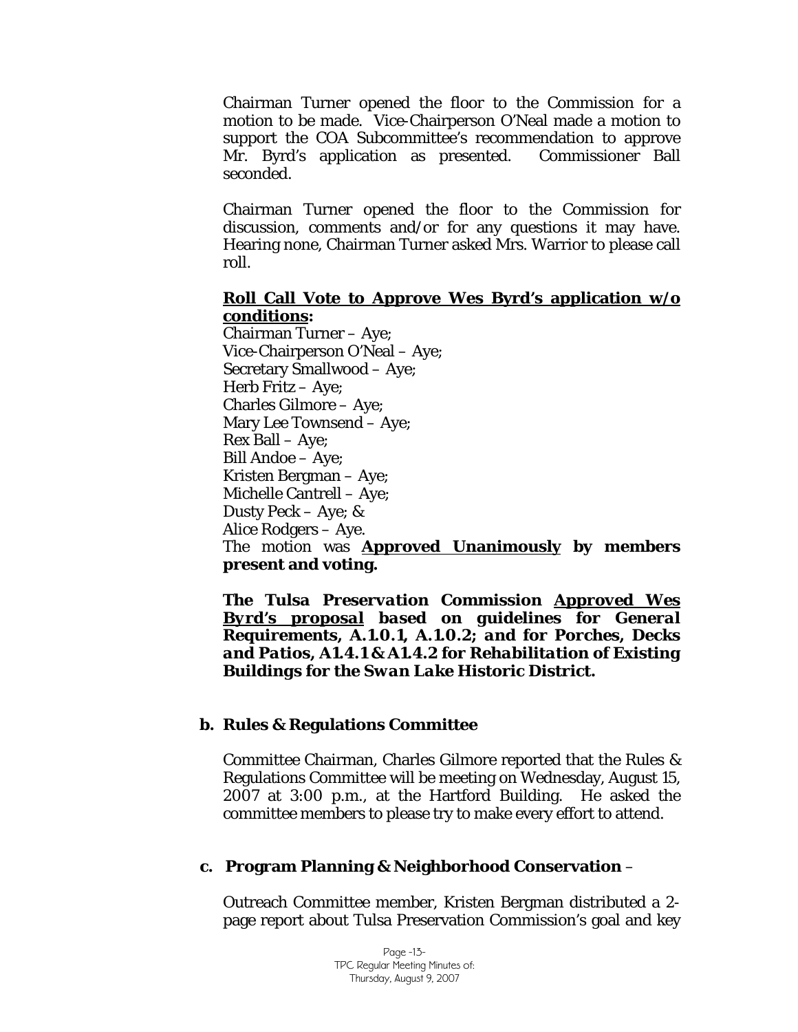Chairman Turner opened the floor to the Commission for a motion to be made. Vice-Chairperson O'Neal made a motion to support the COA Subcommittee's recommendation to approve Mr. Byrd's application as presented. Commissioner Ball seconded.

Chairman Turner opened the floor to the Commission for discussion, comments and/or for any questions it may have. Hearing none, Chairman Turner asked Mrs. Warrior to please call roll.

**Roll Call Vote to Approve Wes Byrd's application w/o conditions:**

Chairman Turner – Aye;
Vice-Chairperson O'Neal – Aye;
Secretary Smallwood – Aye;
Herb Fritz – Aye;
Charles Gilmore – Aye;
Mary Lee Townsend – Aye;
Rex Ball – Aye;
Bill Andoe – Aye;
Kristen Bergman – Aye;
Michelle Cantrell – Aye;
Dusty Peck – Aye; &
Alice Rodgers – Aye.

The motion was **Approved Unanimously by members present and voting.**

***The Tulsa Preservation Commission Approved Wes Byrd's proposal based on guidelines for General Requirements, A.1.0.1, A.1.0.2; and for Porches, Decks and Patios, A1.4.1 & A1.4.2 for Rehabilitation of Existing Buildings for the Swan Lake Historic District.***

**b. Rules & Regulations Committee**

Committee Chairman, Charles Gilmore reported that the Rules & Regulations Committee will be meeting on Wednesday, August 15, 2007 at 3:00 p.m., at the Hartford Building. He asked the committee members to please try to make every effort to attend.

**c. Program Planning & Neighborhood Conservation** –

Outreach Committee member, Kristen Bergman distributed a 2-page report about Tulsa Preservation Commission's goal and key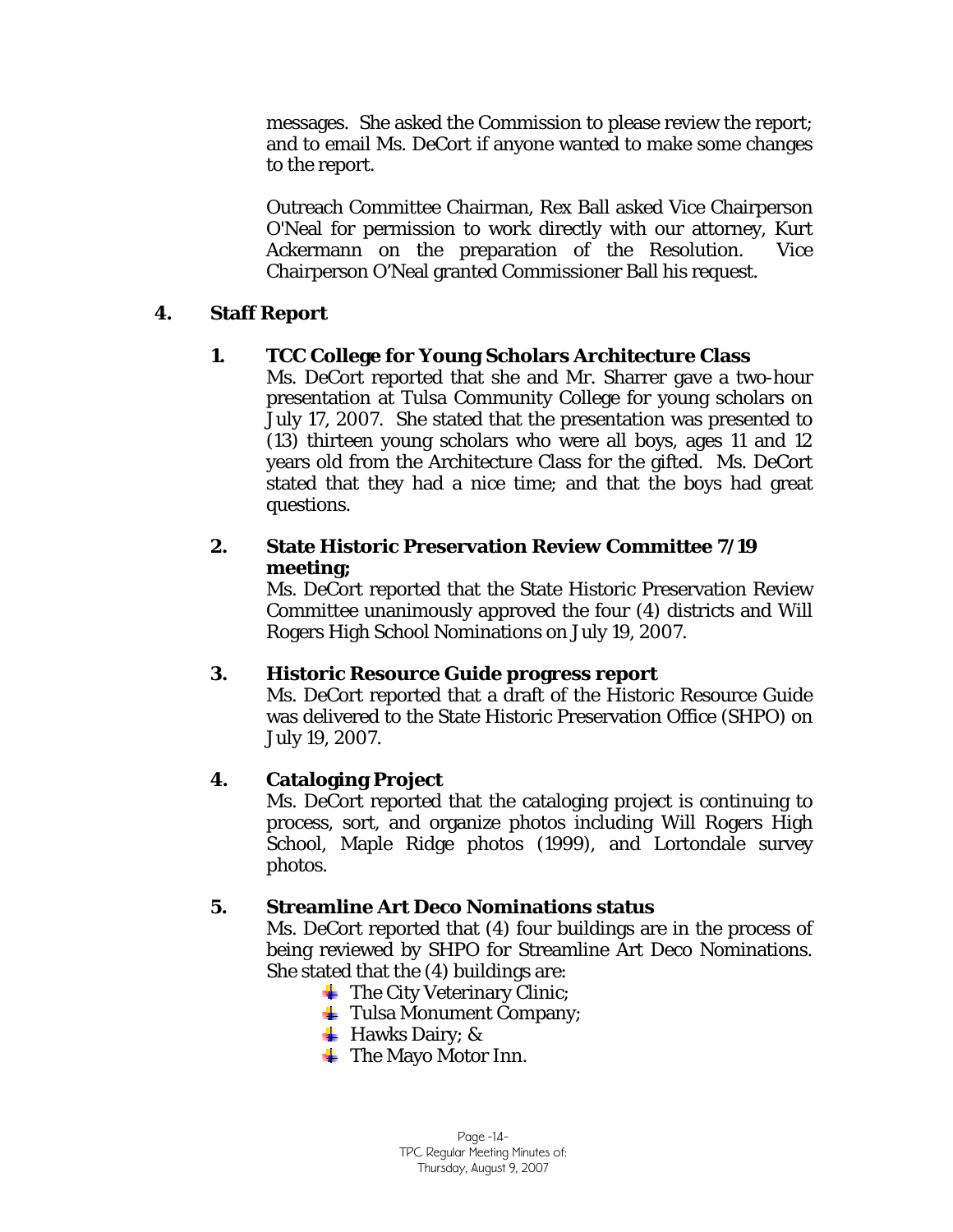messages. She asked the Commission to please review the report; and to email Ms. DeCort if anyone wanted to make some changes to the report.

Outreach Committee Chairman, Rex Ball asked Vice Chairperson O'Neal for permission to work directly with our attorney, Kurt Ackermann on the preparation of the Resolution. Vice Chairperson O'Neal granted Commissioner Ball his request.

## 4. Staff Report

### 1. TCC College for Young Scholars Architecture Class

Ms. DeCort reported that she and Mr. Sharrer gave a two-hour presentation at Tulsa Community College for young scholars on July 17, 2007. She stated that the presentation was presented to (13) thirteen young scholars who were all boys, ages 11 and 12 years old from the Architecture Class for the gifted. Ms. DeCort stated that they had a nice time; and that the boys had great questions.

### 2. State Historic Preservation Review Committee 7/19 meeting;

Ms. DeCort reported that the State Historic Preservation Review Committee unanimously approved the four (4) districts and Will Rogers High School Nominations on July 19, 2007.

### 3. Historic Resource Guide progress report

Ms. DeCort reported that a draft of the Historic Resource Guide was delivered to the State Historic Preservation Office (SHPO) on July 19, 2007.

### 4. Cataloging Project

Ms. DeCort reported that the cataloging project is continuing to process, sort, and organize photos including Will Rogers High School, Maple Ridge photos (1999), and Lortondale survey photos.

### 5. Streamline Art Deco Nominations status

Ms. DeCort reported that (4) four buildings are in the process of being reviewed by SHPO for Streamline Art Deco Nominations. She stated that the (4) buildings are:

- The City Veterinary Clinic;
- Tulsa Monument Company;
- Hawks Dairy; &
- The Mayo Motor Inn.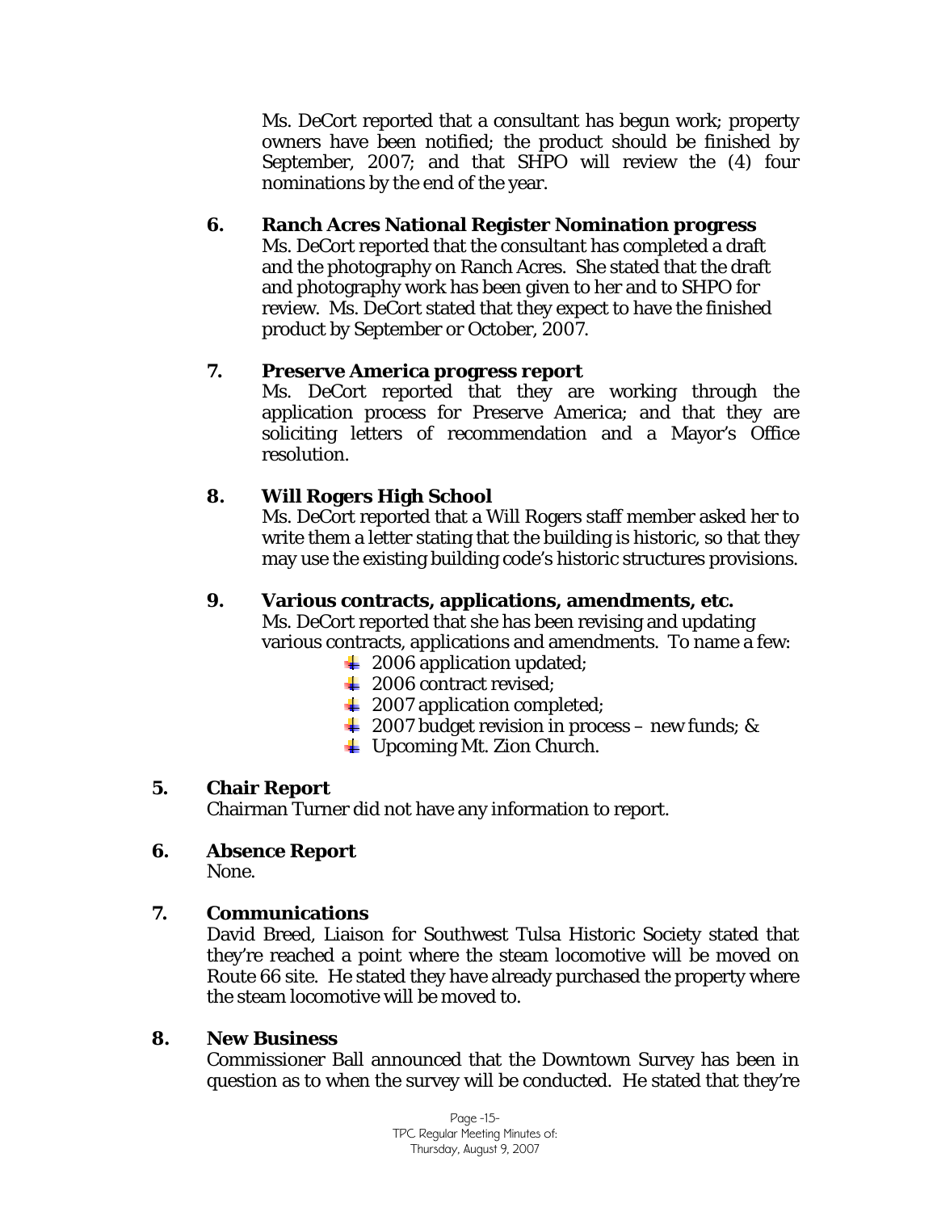Ms. DeCort reported that a consultant has begun work; property owners have been notified; the product should be finished by September, 2007; and that SHPO will review the (4) four nominations by the end of the year.

**6. Ranch Acres National Register Nomination progress**

Ms. DeCort reported that the consultant has completed a draft and the photography on Ranch Acres. She stated that the draft and photography work has been given to her and to SHPO for review. Ms. DeCort stated that they expect to have the finished product by September or October, 2007.

**7. Preserve America progress report**

Ms. DeCort reported that they are working through the application process for Preserve America; and that they are soliciting letters of recommendation and a Mayor's Office resolution.

**8. Will Rogers High School**

Ms. DeCort reported that a Will Rogers staff member asked her to write them a letter stating that the building is historic, so that they may use the existing building code's historic structures provisions.

**9. Various contracts, applications, amendments, etc.**

Ms. DeCort reported that she has been revising and updating various contracts, applications and amendments. To name a few:

- 2006 application updated;
- 2006 contract revised;
- 2007 application completed;
- 2007 budget revision in process – new funds; &
- Upcoming Mt. Zion Church.

**5. Chair Report**

Chairman Turner did not have any information to report.

**6. Absence Report**

None.

**7. Communications**

David Breed, Liaison for Southwest Tulsa Historic Society stated that they're reached a point where the steam locomotive will be moved on Route 66 site. He stated they have already purchased the property where the steam locomotive will be moved to.

**8. New Business**

Commissioner Ball announced that the Downtown Survey has been in question as to when the survey will be conducted. He stated that they're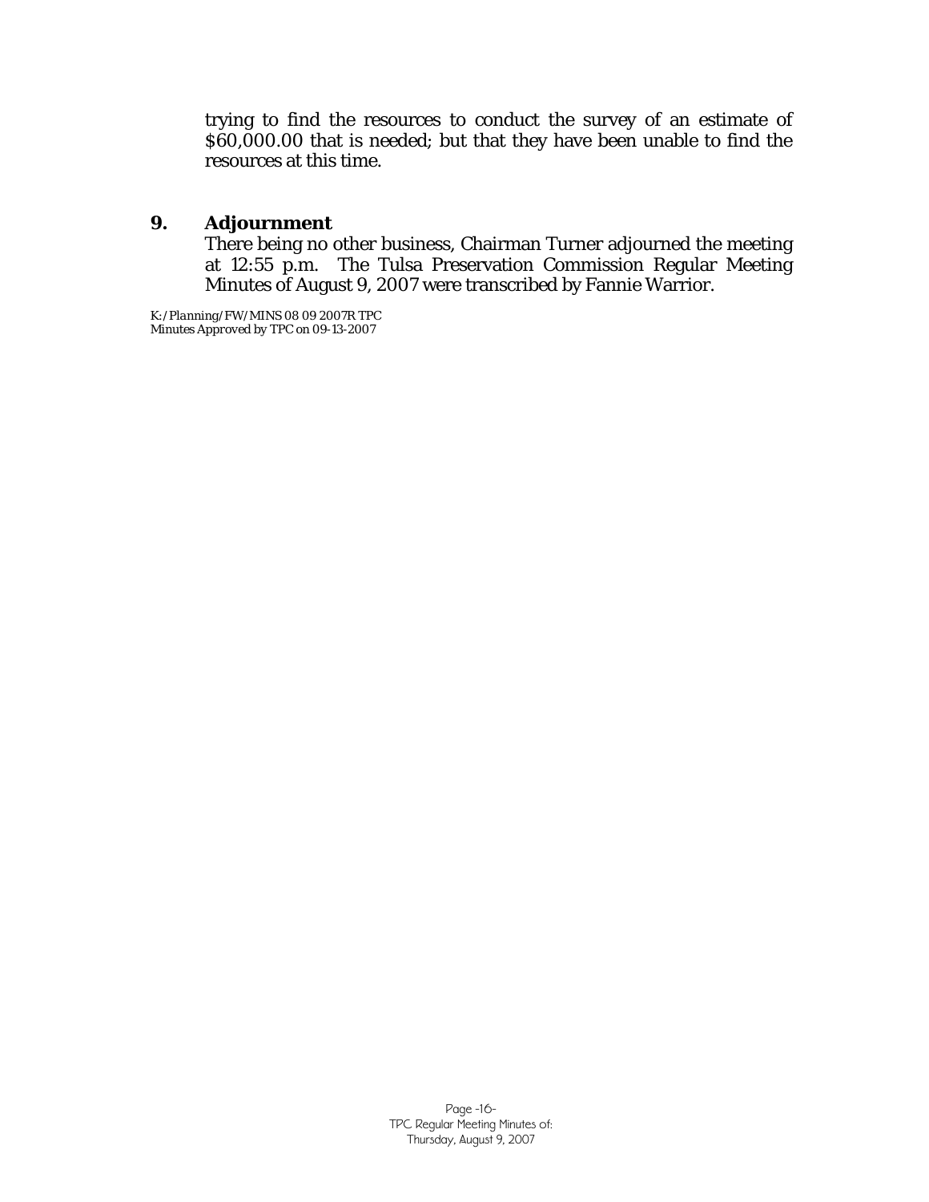trying to find the resources to conduct the survey of an estimate of $60,000.00 that is needed; but that they have been unable to find the resources at this time.

## 9. Adjournment

There being no other business, Chairman Turner adjourned the meeting at 12:55 p.m. The Tulsa Preservation Commission Regular Meeting Minutes of August 9, 2007 were transcribed by Fannie Warrior.

*K:/Planning/FW/MINS 08 09 2007R TPC*
*Minutes Approved by TPC on 09-13-2007*